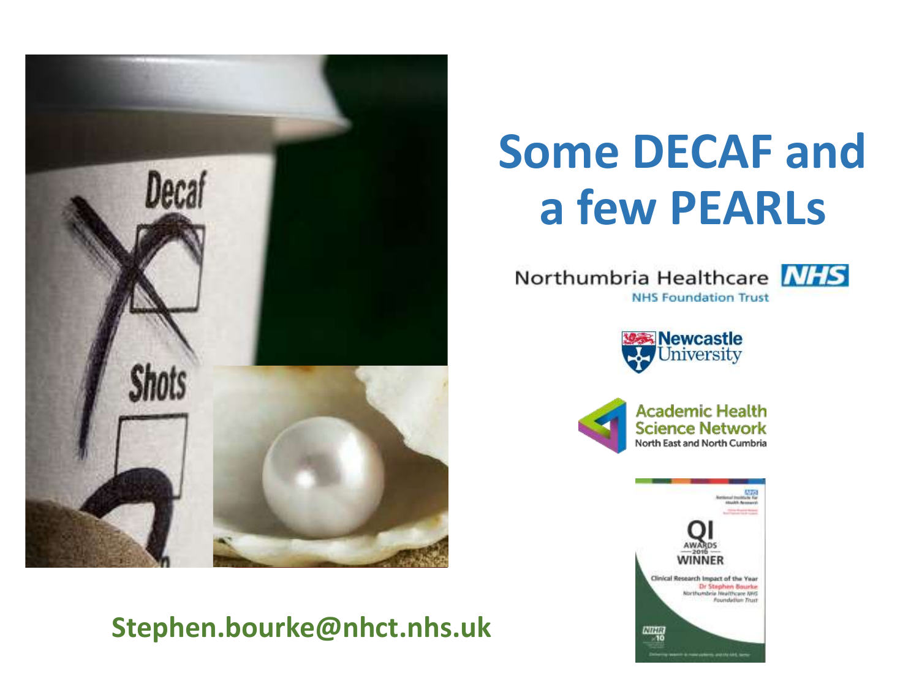# Some DECAF and a few PEARLs

Northumbria Healthcare NHS Foundation Trust

Newcastle University

Academic Health Science Network North East and North Cumbria

Stephen.bourke@nhct.nhs.uk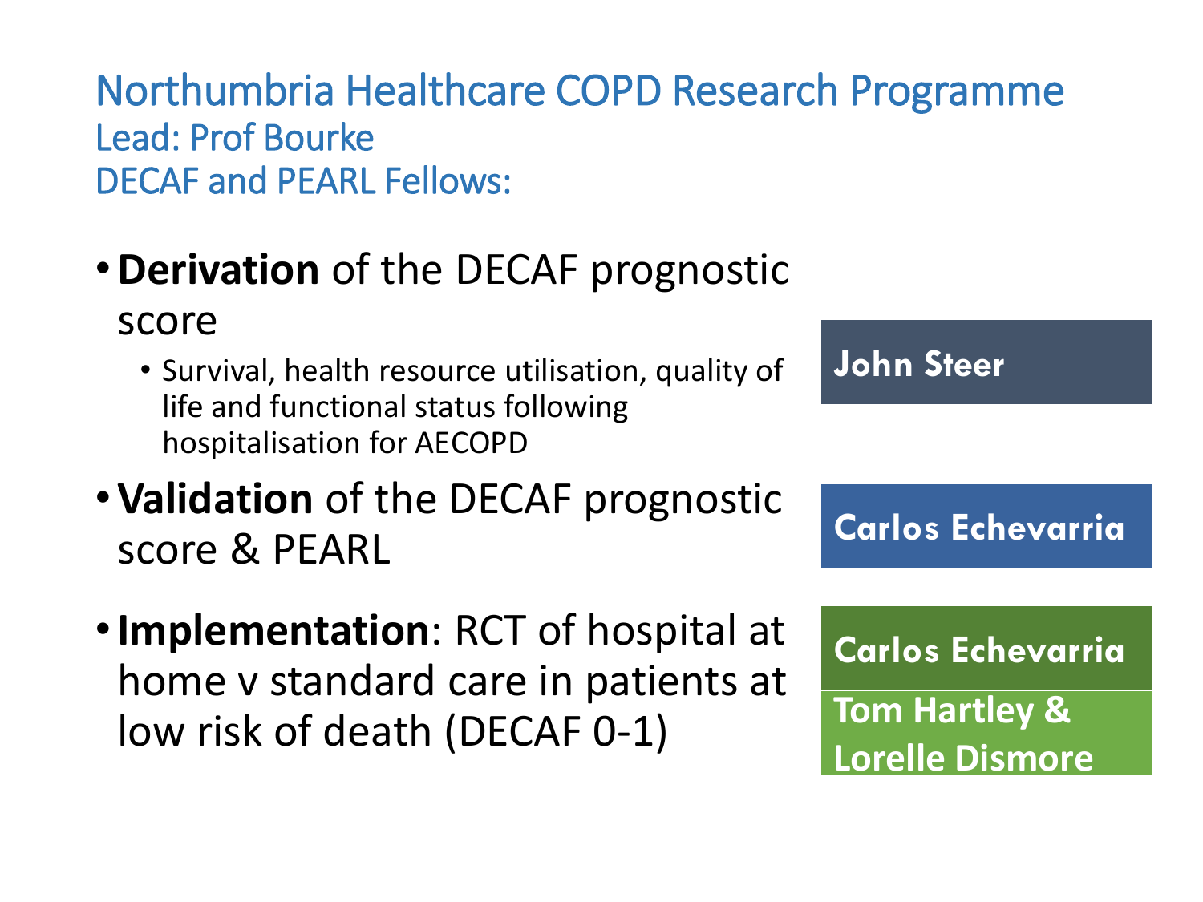# Northumbria Healthcare COPD Research Programme

## Lead: Prof Bourke

## DECAF and PEARL Fellows:

- **Derivation** of the DECAF prognostic score
  - Survival, health resource utilisation, quality of life and functional status following hospitalisation for AECOPD

**John Steer**

- **Validation** of the DECAF prognostic score & PEARL

**Carlos Echevarria**

- **Implementation**: RCT of hospital at home v standard care in patients at low risk of death (DECAF 0-1)

**Carlos Echevarria**

**Tom Hartley & Lorelle Dismore**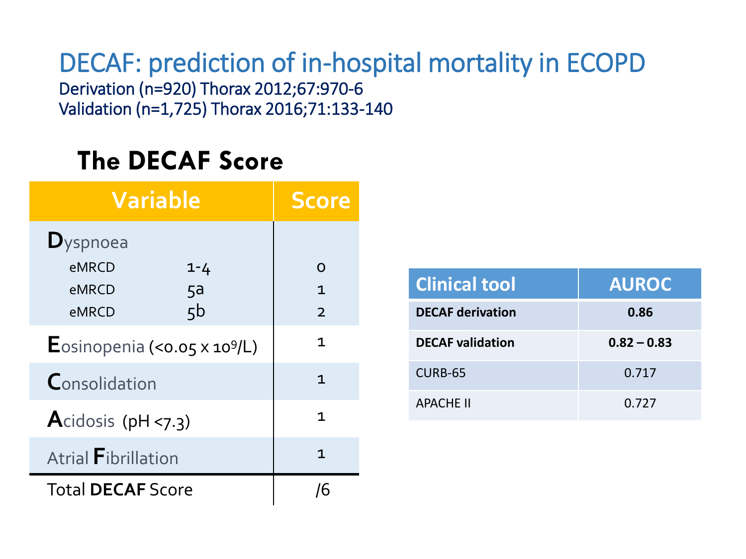# DECAF: prediction of in-hospital mortality in ECOPD

Derivation (n=920) Thorax 2012;67:970-6
Validation (n=1,725) Thorax 2016;71:133-140

## The DECAF Score

| Variable | | Score |
|---|---|---|
| **D**yspnoea | | |
| eMRCD | 1-4 | 0 |
| eMRCD | 5a | 1 |
| eMRCD | 5b | 2 |
| **E**osinopenia (<0.05 x $10^9$/L) | | 1 |
| **C**onsolidation | | 1 |
| **A**cidosis (pH <7.3) | | 1 |
| Atrial **F**ibrillation | | 1 |
| Total **DECAF** Score | | /6 |

| Clinical tool | AUROC |
|---|---|
| **DECAF derivation** | **0.86** |
| **DECAF validation** | **0.82 – 0.83** |
| CURB-65 | 0.717 |
| APACHE II | 0.727 |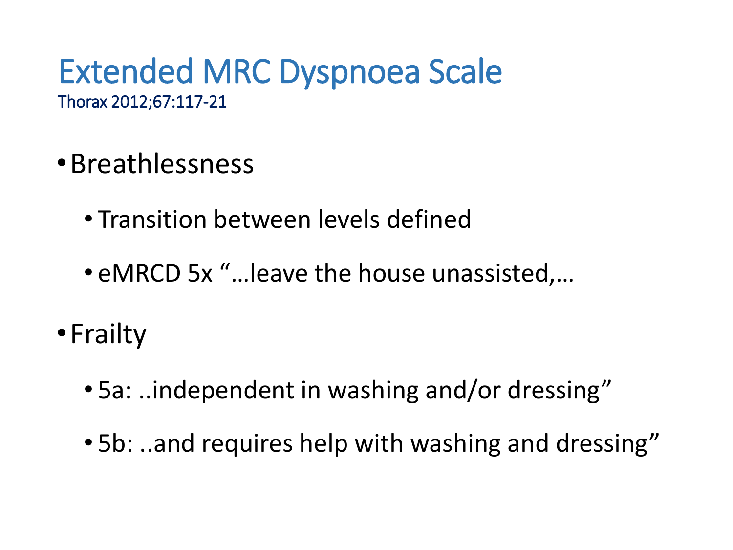# Extended MRC Dyspnoea Scale

Thorax 2012;67:117-21

- Breathlessness
  - Transition between levels defined
  - eMRCD 5x "…leave the house unassisted,…
- Frailty
  - 5a: ..independent in washing and/or dressing"
  - 5b: ..and requires help with washing and dressing"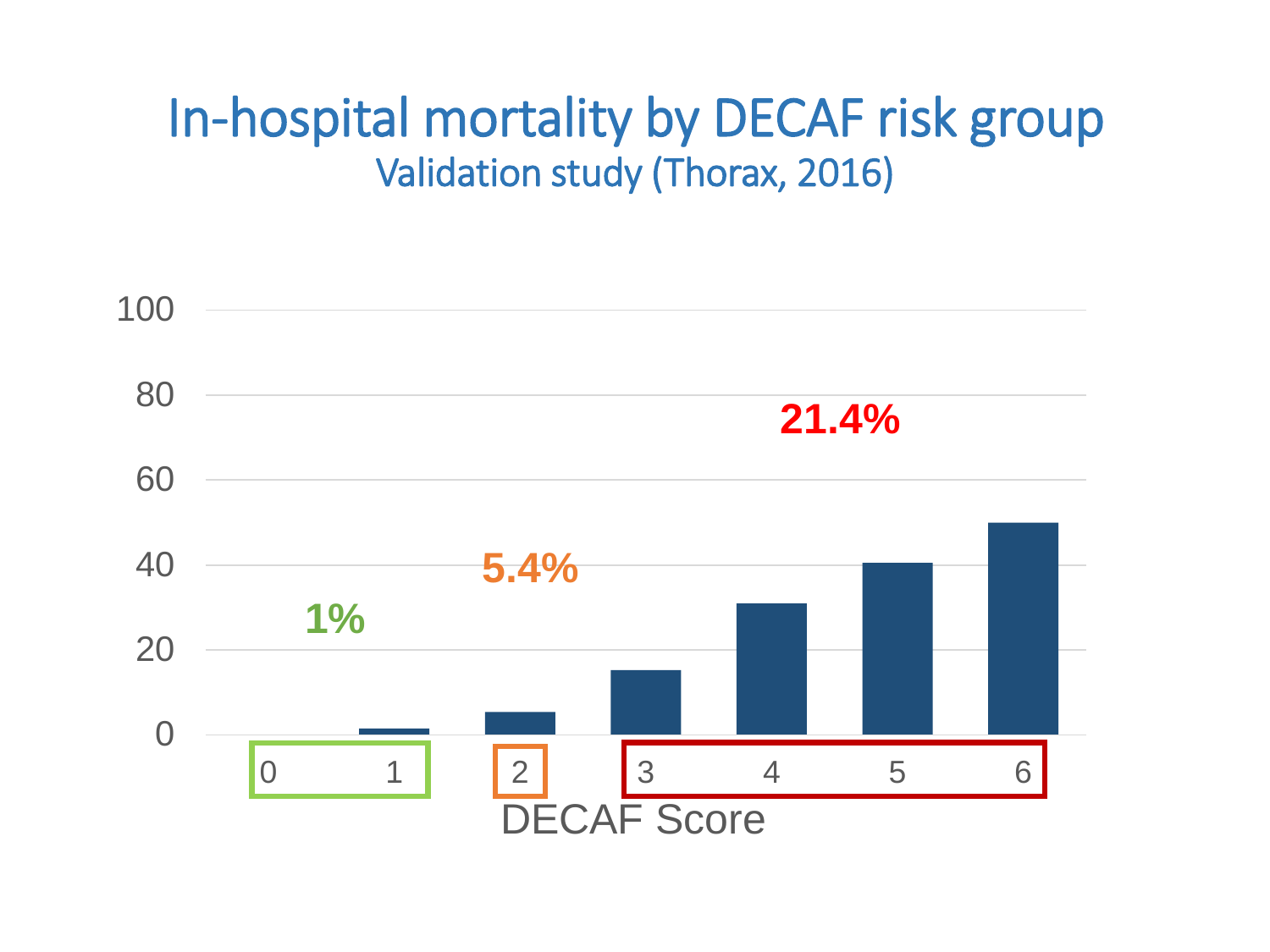# In-hospital mortality by DECAF risk group

## Validation study (Thorax, 2016)

100

80

60

40

20

0

1%

5.4%

21.4%

0 1 | 2 | 3 4 5 6

DECAF Score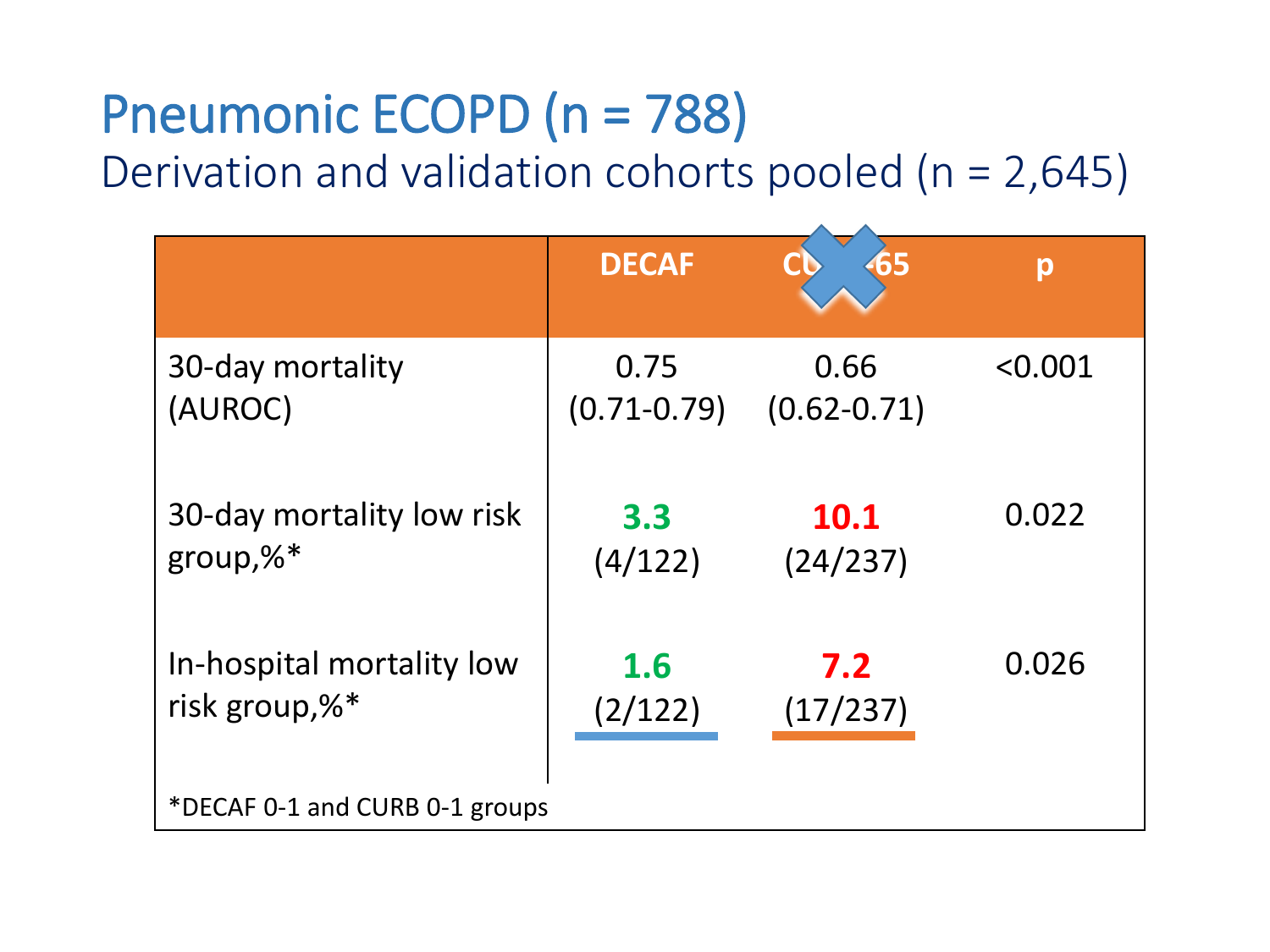# Pneumonic ECOPD (n = 788)

## Derivation and validation cohorts pooled (n = 2,645)

| | DECAF | CURB-65 | p |
|---|---|---|---|
| 30-day mortality (AUROC) | 0.75 (0.71-0.79) | 0.66 (0.62-0.71) | <0.001 |
| 30-day mortality low risk group,%* | **3.3** (4/122) | **10.1** (24/237) | 0.022 |
| In-hospital mortality low risk group,%* | **1.6** (2/122) | **7.2** (17/237) | 0.026 |

*DECAF 0-1 and CURB 0-1 groups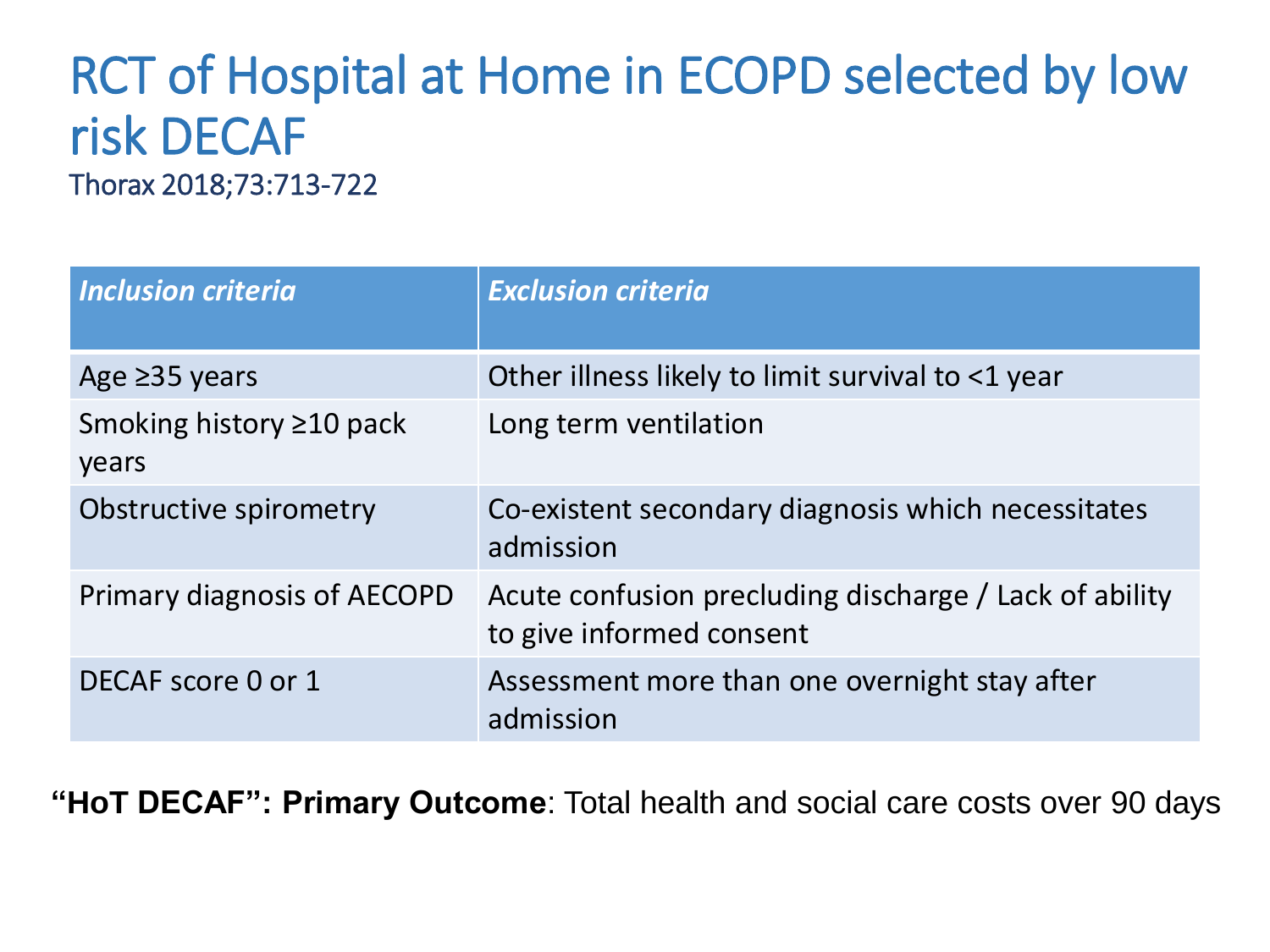# RCT of Hospital at Home in ECOPD selected by low risk DECAF

Thorax 2018;73:713-722

| *Inclusion criteria* | *Exclusion criteria* |
|---|---|
| Age ≥35 years | Other illness likely to limit survival to <1 year |
| Smoking history ≥10 pack years | Long term ventilation |
| Obstructive spirometry | Co-existent secondary diagnosis which necessitates admission |
| Primary diagnosis of AECOPD | Acute confusion precluding discharge / Lack of ability to give informed consent |
| DECAF score 0 or 1 | Assessment more than one overnight stay after admission |

**"HoT DECAF": Primary Outcome**: Total health and social care costs over 90 days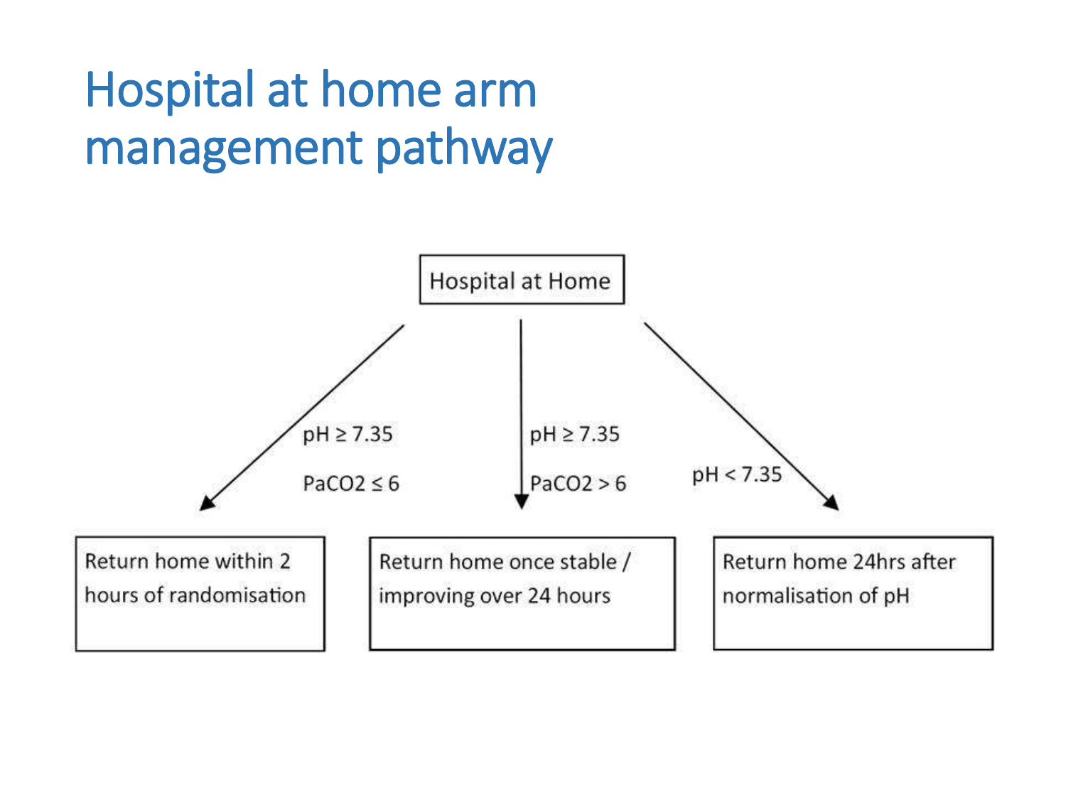# Hospital at home arm management pathway

Hospital at Home

- $pH \geq 7.35$, $PaCO_2 \leq 6$ → Return home within 2 hours of randomisation
- $pH \geq 7.35$, $PaCO_2 > 6$ → Return home once stable / improving over 24 hours
- $pH < 7.35$ → Return home 24hrs after normalisation of pH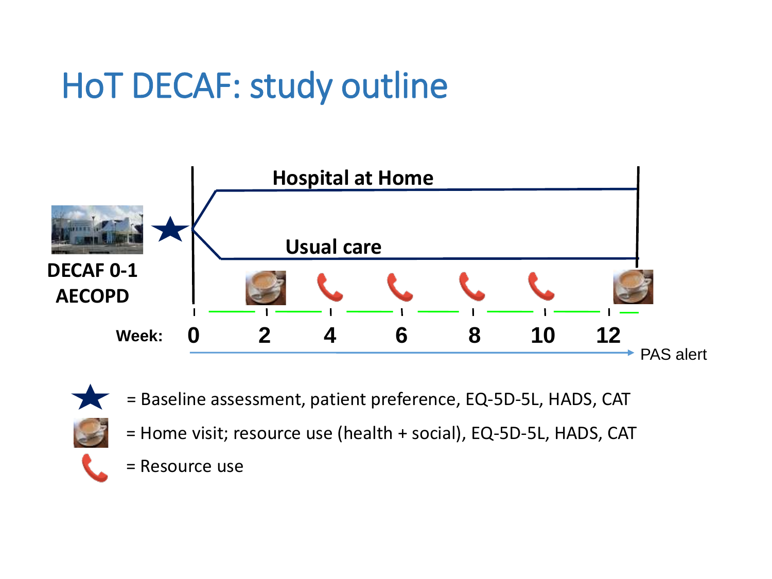# HoT DECAF: study outline

Hospital at Home

Usual care

DECAF 0-1 AECOPD

Week: 0 2 4 6 8 10 12

PAS alert

★ = Baseline assessment, patient preference, EQ-5D-5L, HADS, CAT

= Home visit; resource use (health + social), EQ-5D-5L, HADS, CAT

= Resource use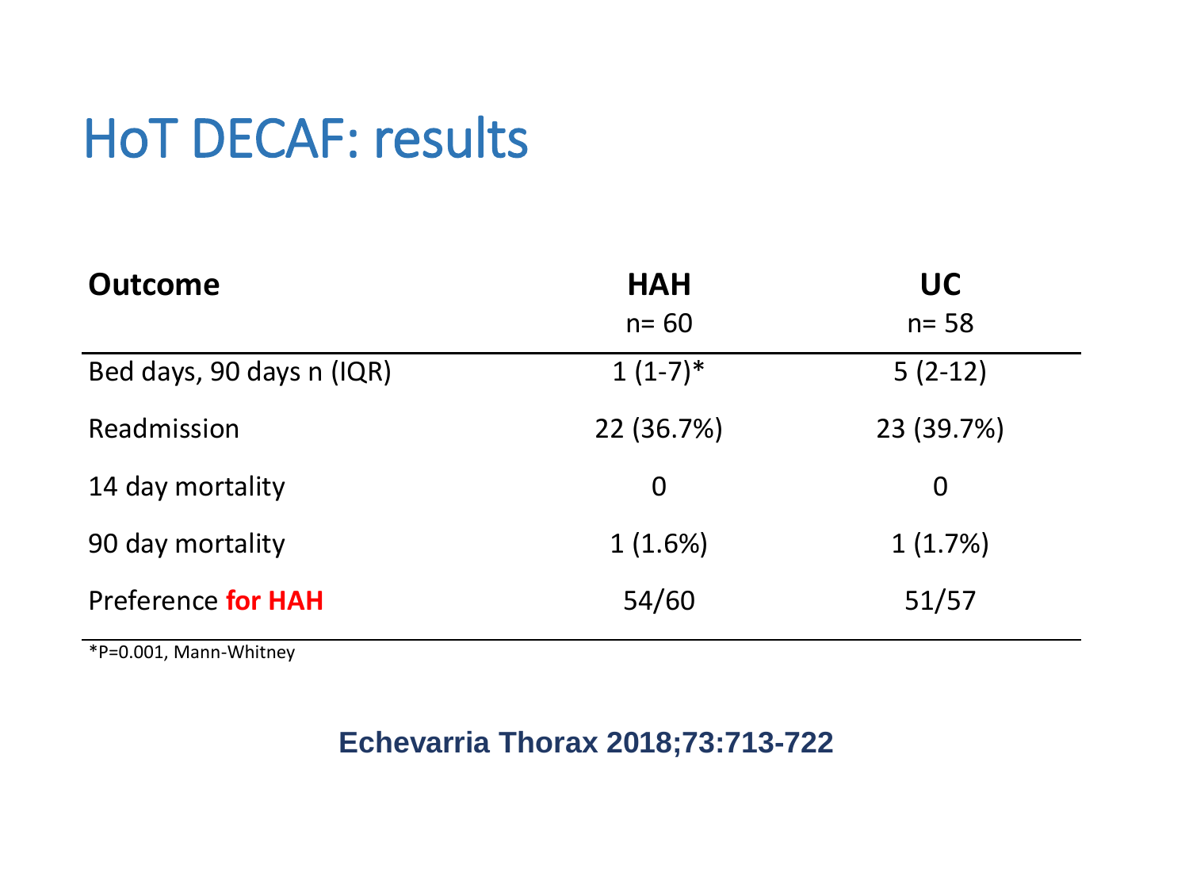# HoT DECAF: results

| Outcome | HAH<br>n= 60 | UC<br>n= 58 |
|---|---|---|
| Bed days, 90 days n (IQR) | 1 (1-7)* | 5 (2-12) |
| Readmission | 22 (36.7%) | 23 (39.7%) |
| 14 day mortality | 0 | 0 |
| 90 day mortality | 1 (1.6%) | 1 (1.7%) |
| Preference **for HAH** | 54/60 | 51/57 |

*P=0.001, Mann-Whitney

**Echevarria Thorax 2018;73:713-722**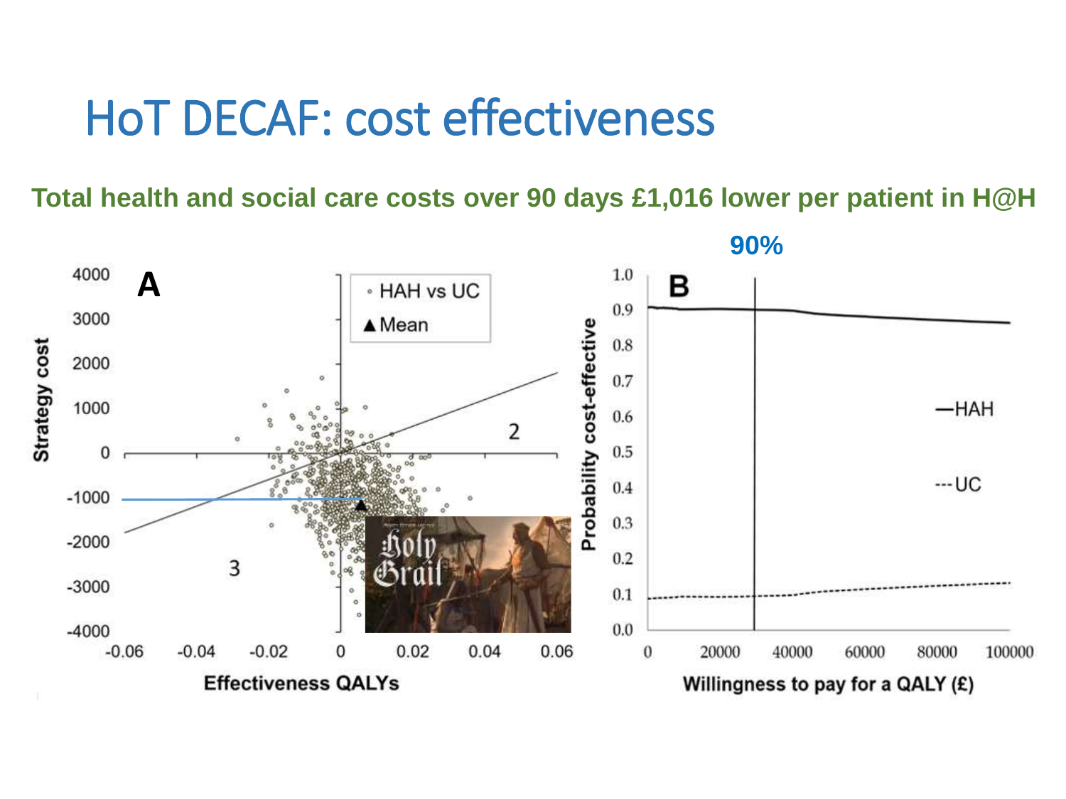# HoT DECAF: cost effectiveness

**Total health and social care costs over 90 days £1,016 lower per patient in H@H**

**90%**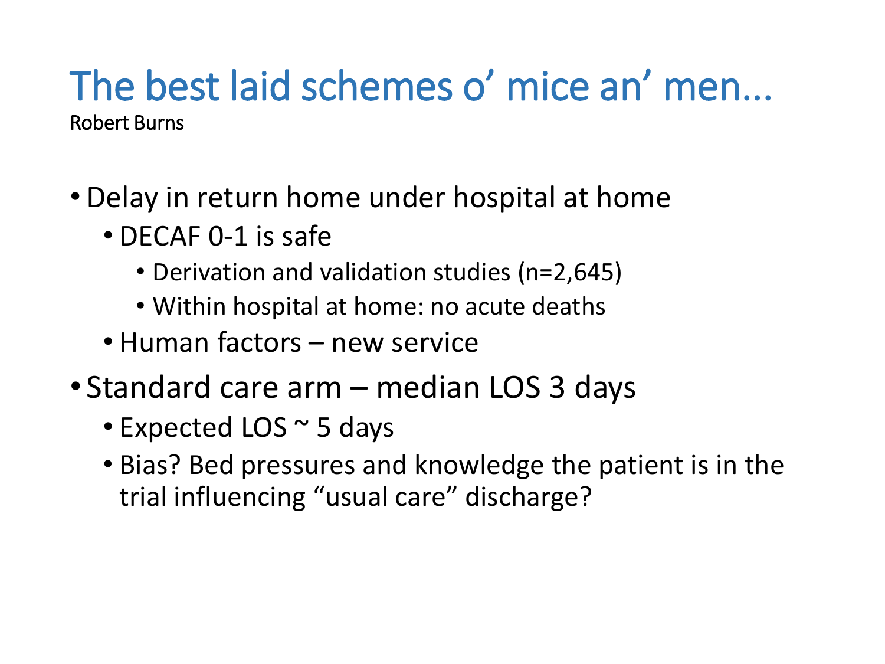# The best laid schemes o' mice an' men…

Robert Burns

- Delay in return home under hospital at home
  - DECAF 0-1 is safe
    - Derivation and validation studies (n=2,645)
    - Within hospital at home: no acute deaths
  - Human factors – new service
- Standard care arm – median LOS 3 days
  - Expected LOS ~ 5 days
  - Bias? Bed pressures and knowledge the patient is in the trial influencing "usual care" discharge?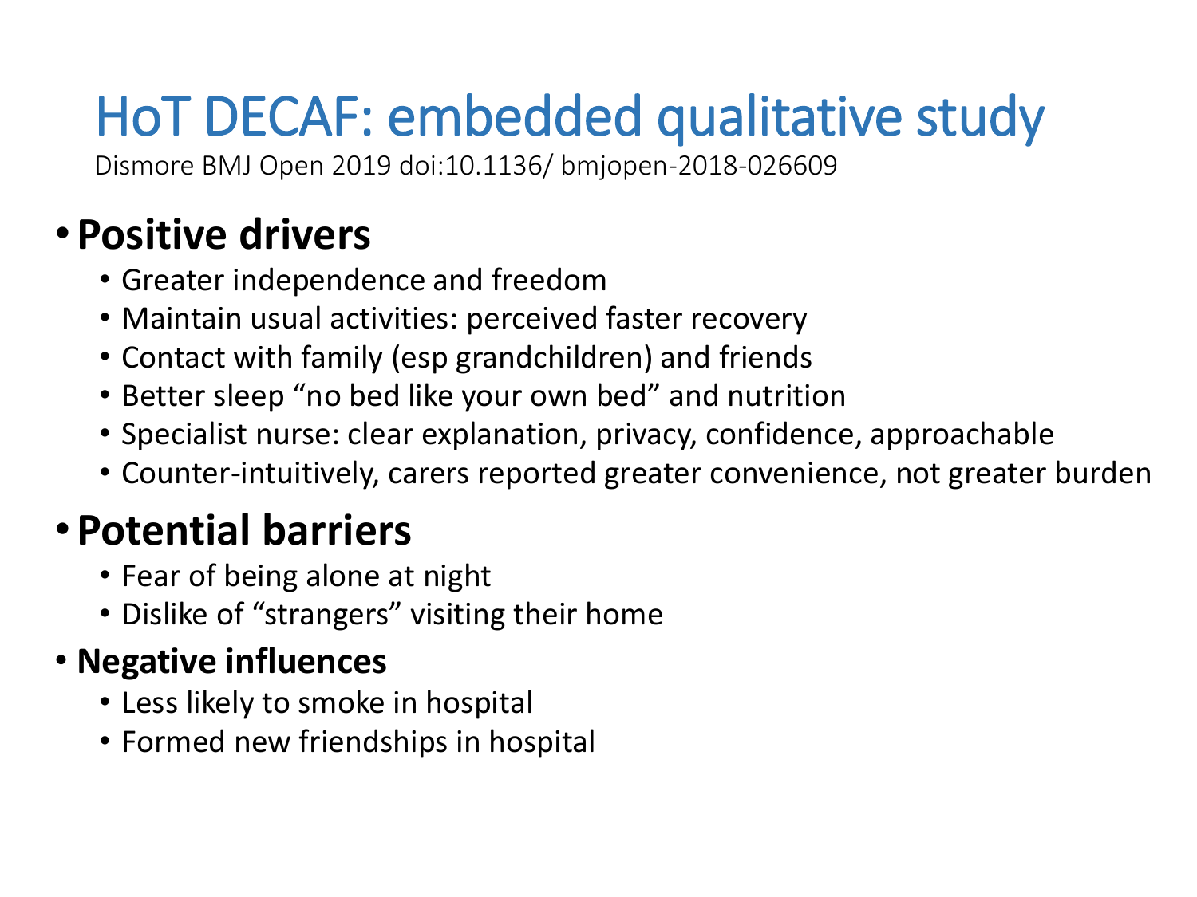# HoT DECAF: embedded qualitative study

Dismore BMJ Open 2019 doi:10.1136/ bmjopen-2018-026609

- **Positive drivers**
  - Greater independence and freedom
  - Maintain usual activities: perceived faster recovery
  - Contact with family (esp grandchildren) and friends
  - Better sleep “no bed like your own bed” and nutrition
  - Specialist nurse: clear explanation, privacy, confidence, approachable
  - Counter-intuitively, carers reported greater convenience, not greater burden
- **Potential barriers**
  - Fear of being alone at night
  - Dislike of “strangers” visiting their home
- **Negative influences**
  - Less likely to smoke in hospital
  - Formed new friendships in hospital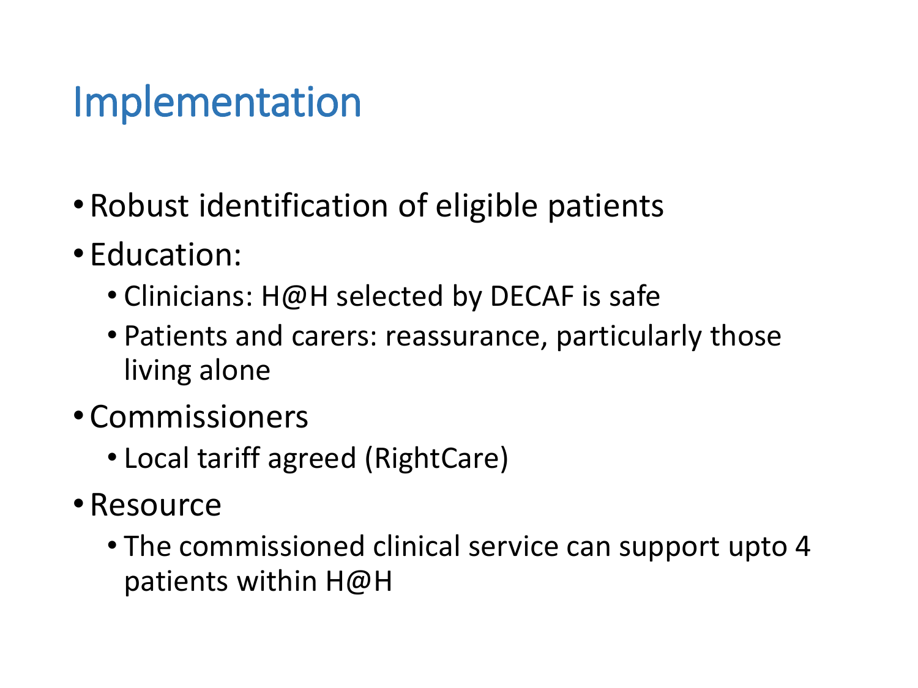# Implementation

- Robust identification of eligible patients
- Education:
  - Clinicians: H@H selected by DECAF is safe
  - Patients and carers: reassurance, particularly those living alone
- Commissioners
  - Local tariff agreed (RightCare)
- Resource
  - The commissioned clinical service can support upto 4 patients within H@H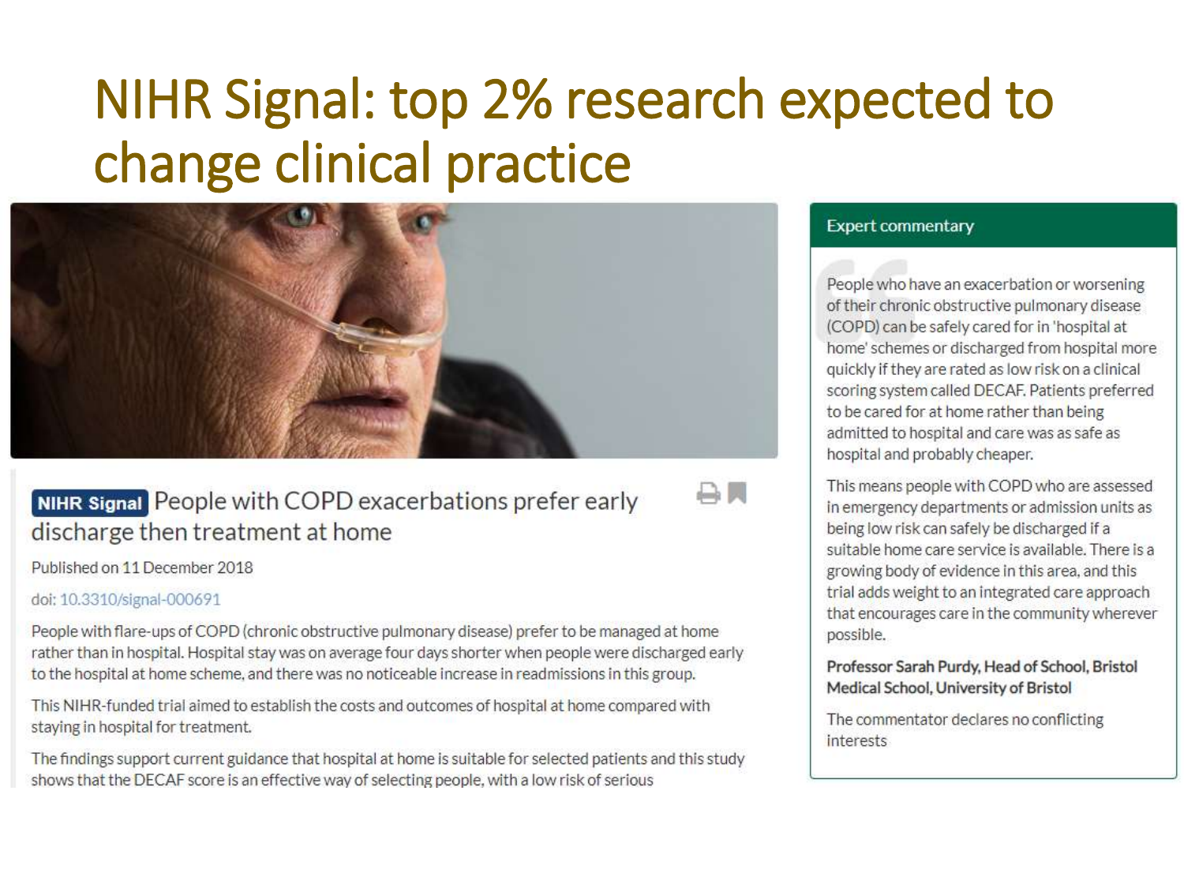# NIHR Signal: top 2% research expected to change clinical practice

**NIHR Signal** People with COPD exacerbations prefer early discharge then treatment at home

Published on 11 December 2018

doi: 10.3310/signal-000691

People with flare-ups of COPD (chronic obstructive pulmonary disease) prefer to be managed at home rather than in hospital. Hospital stay was on average four days shorter when people were discharged early to the hospital at home scheme, and there was no noticeable increase in readmissions in this group.

This NIHR-funded trial aimed to establish the costs and outcomes of hospital at home compared with staying in hospital for treatment.

The findings support current guidance that hospital at home is suitable for selected patients and this study shows that the DECAF score is an effective way of selecting people, with a low risk of serious

## Expert commentary

People who have an exacerbation or worsening of their chronic obstructive pulmonary disease (COPD) can be safely cared for in 'hospital at home' schemes or discharged from hospital more quickly if they are rated as low risk on a clinical scoring system called DECAF. Patients preferred to be cared for at home rather than being admitted to hospital and care was as safe as hospital and probably cheaper.

This means people with COPD who are assessed in emergency departments or admission units as being low risk can safely be discharged if a suitable home care service is available. There is a growing body of evidence in this area, and this trial adds weight to an integrated care approach that encourages care in the community wherever possible.

**Professor Sarah Purdy, Head of School, Bristol Medical School, University of Bristol**

The commentator declares no conflicting interests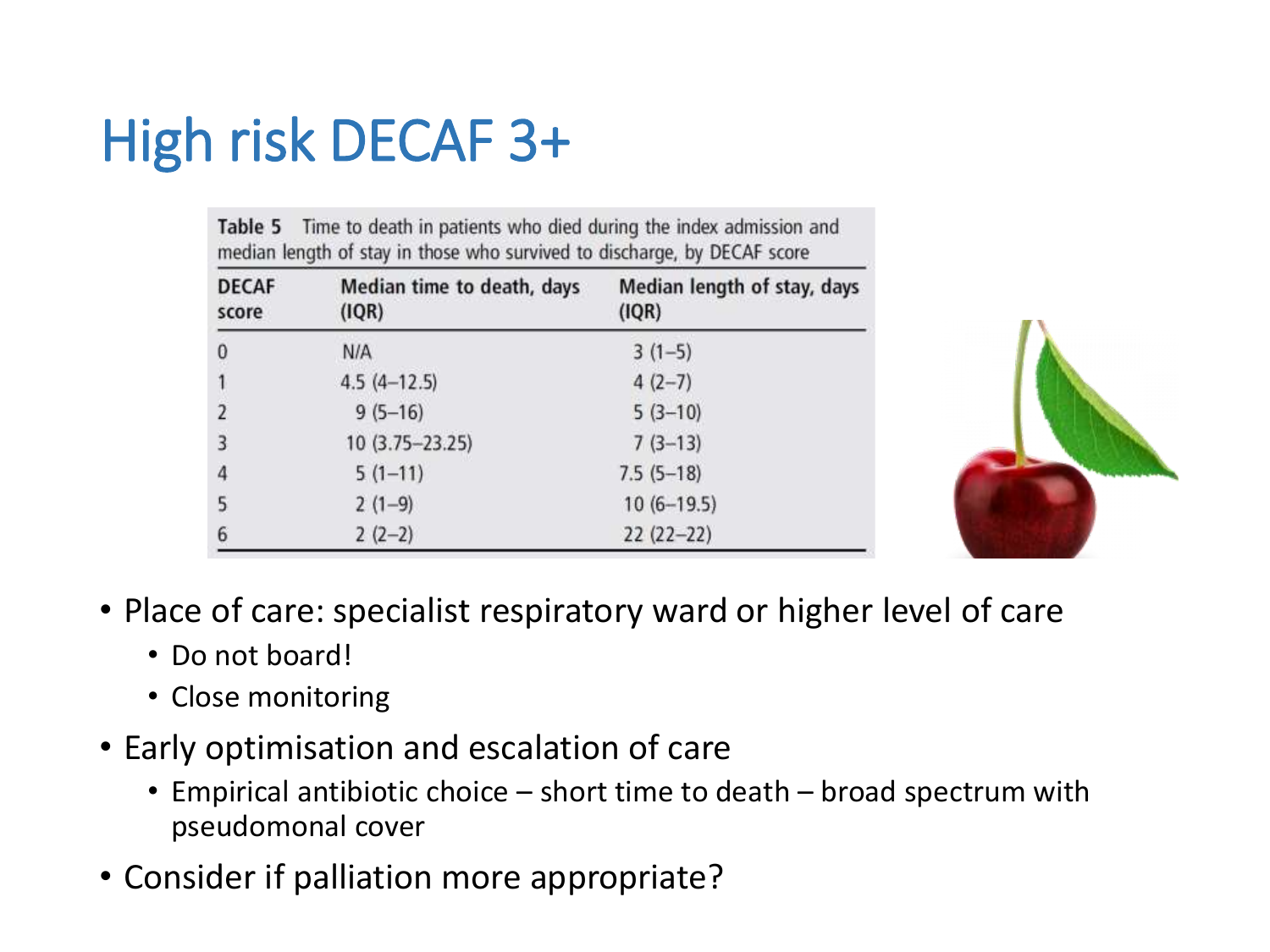# High risk DECAF 3+

Table 5 Time to death in patients who died during the index admission and median length of stay in those who survived to discharge, by DECAF score

| DECAF score | Median time to death, days (IQR) | Median length of stay, days (IQR) |
|---|---|---|
| 0 | N/A | 3 (1–5) |
| 1 | 4.5 (4–12.5) | 4 (2–7) |
| 2 | 9 (5–16) | 5 (3–10) |
| 3 | 10 (3.75–23.25) | 7 (3–13) |
| 4 | 5 (1–11) | 7.5 (5–18) |
| 5 | 2 (1–9) | 10 (6–19.5) |
| 6 | 2 (2–2) | 22 (22–22) |

- Place of care: specialist respiratory ward or higher level of care
  - Do not board!
  - Close monitoring
- Early optimisation and escalation of care
  - Empirical antibiotic choice – short time to death – broad spectrum with pseudomonal cover
- Consider if palliation more appropriate?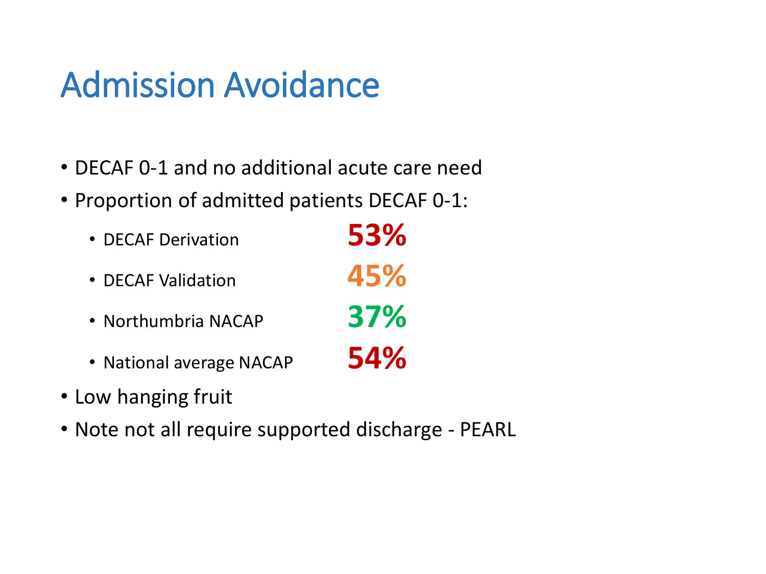# Admission Avoidance

- DECAF 0-1 and no additional acute care need
- Proportion of admitted patients DECAF 0-1:
  - DECAF Derivation **53%**
  - DECAF Validation **45%**
  - Northumbria NACAP **37%**
  - National average NACAP **54%**
- Low hanging fruit
- Note not all require supported discharge - PEARL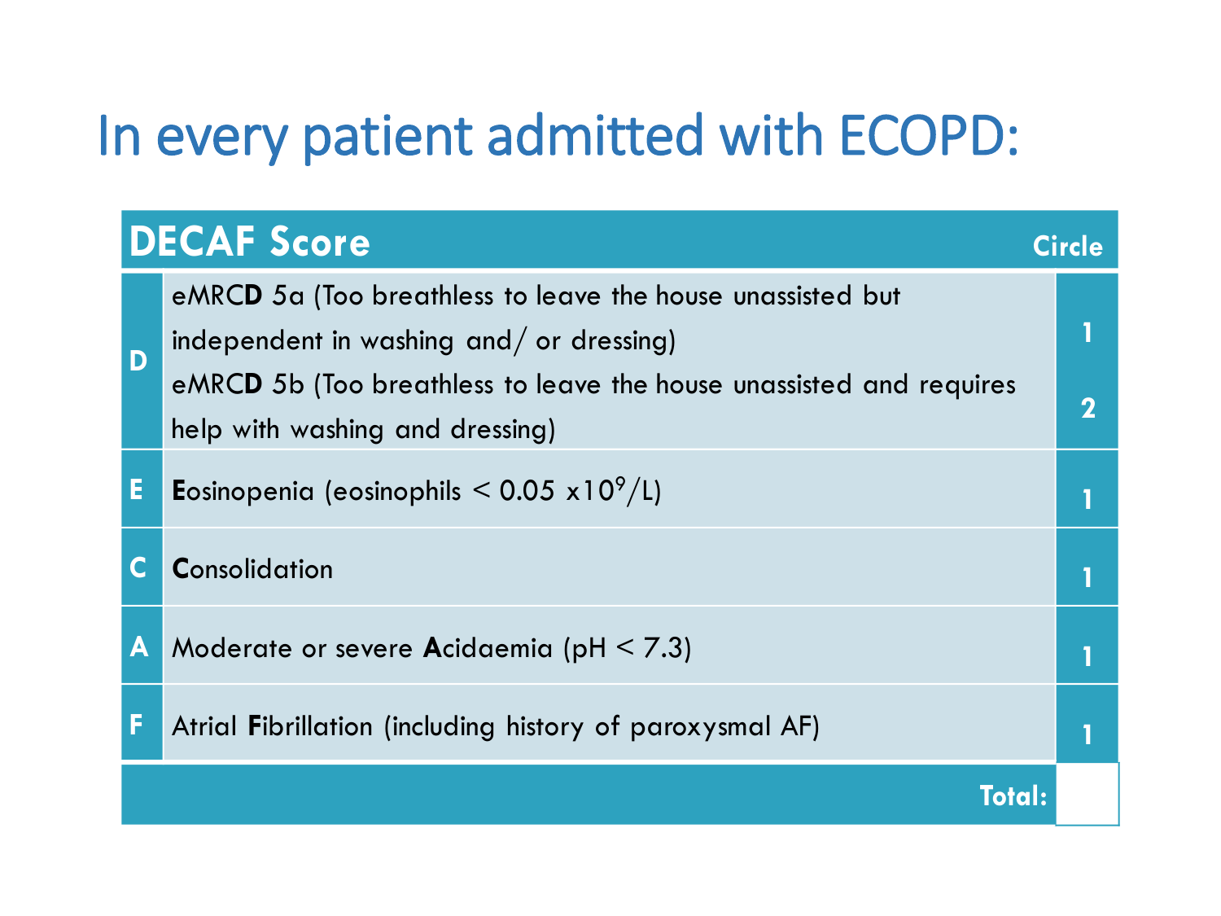# In every patient admitted with ECOPD:

| DECAF Score | | Circle |
|---|---|---|
| D | eMRC**D** 5a (Too breathless to leave the house unassisted but independent in washing and/ or dressing) | 1 |
| | eMRC**D** 5b (Too breathless to leave the house unassisted and requires help with washing and dressing) | 2 |
| E | **E**osinopenia (eosinophils < 0.05 $x10^9/L$) | 1 |
| C | **C**onsolidation | 1 |
| A | Moderate or severe **A**cidaemia (pH < 7.3) | 1 |
| F | Atrial **F**ibrillation (including history of paroxysmal AF) | 1 |
| | **Total:** | |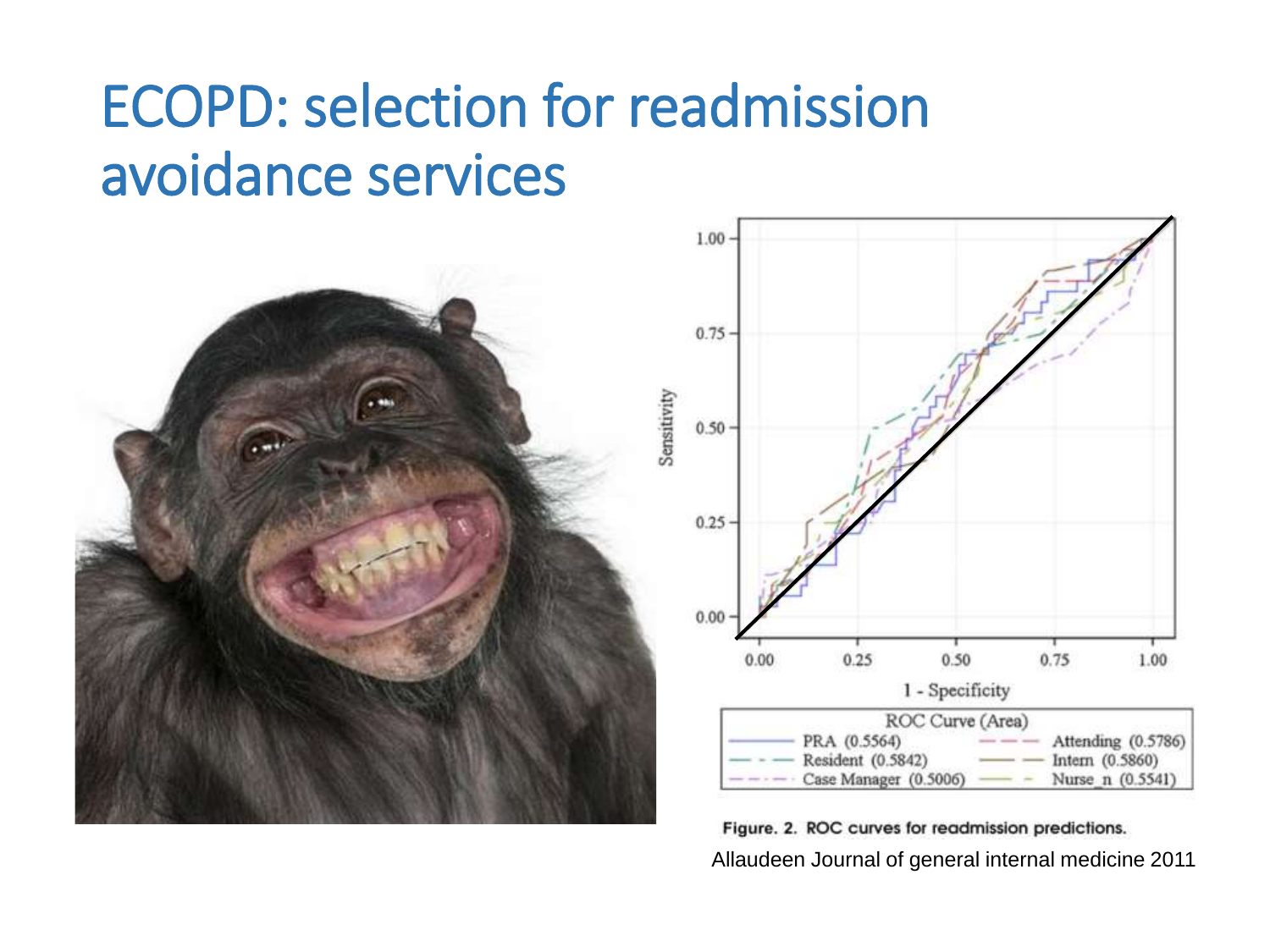# ECOPD: selection for readmission avoidance services

Figure. 2. ROC curves for readmission predictions.

Allaudeen Journal of general internal medicine 2011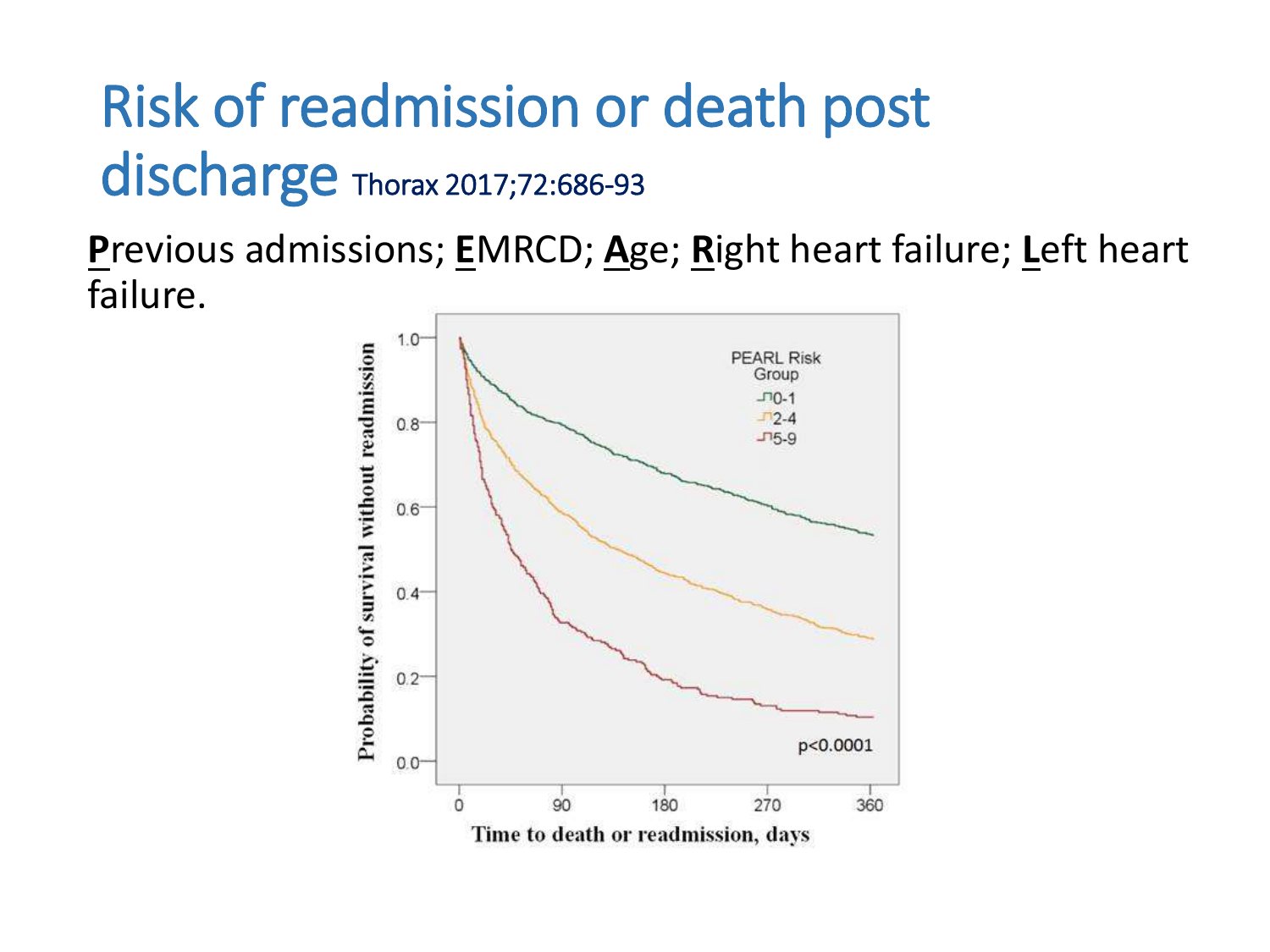# Risk of readmission or death post discharge Thorax 2017;72:686-93

**P**revious admissions; **E**MRCD; **A**ge; **R**ight heart failure; **L**eft heart failure.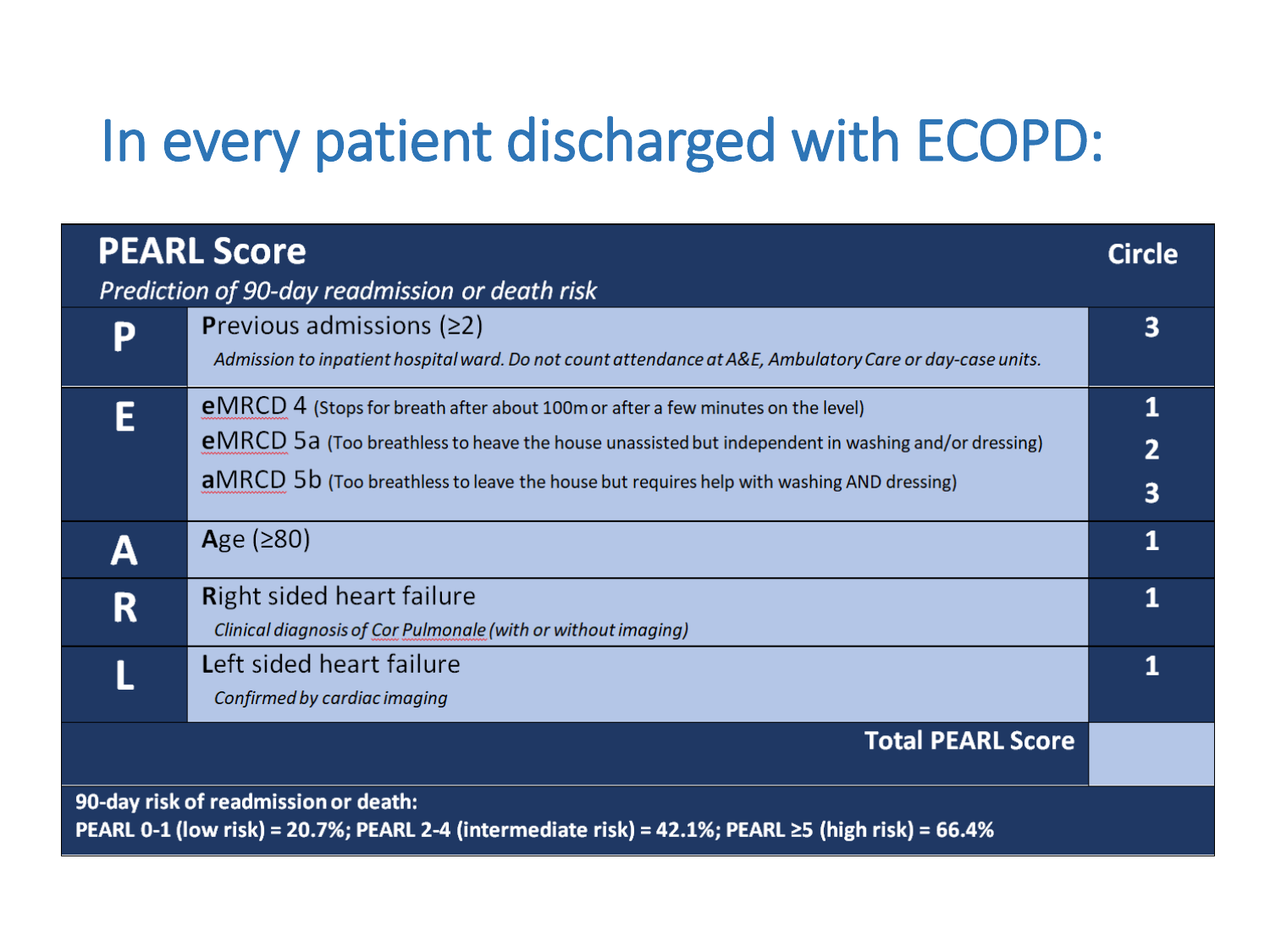# In every patient discharged with ECOPD:

| | **PEARL Score**<br>*Prediction of 90-day readmission or death risk* | **Circle** |
|---|---|---|
| **P** | **P**revious admissions (≥2)<br>*Admission to inpatient hospital ward. Do not count attendance at A&E, Ambulatory Care or day-case units.* | **3** |
| **E** | **e**MRCD 4 (Stops for breath after about 100m or after a few minutes on the level)<br>**e**MRCD 5a (Too breathless to heave the house unassisted but independent in washing and/or dressing)<br>**a**MRCD 5b (Too breathless to leave the house but requires help with washing AND dressing) | **1**<br>**2**<br>**3** |
| **A** | **A**ge (≥80) | **1** |
| **R** | **R**ight sided heart failure<br>*Clinical diagnosis of Cor Pulmonale (with or without imaging)* | **1** |
| **L** | **L**eft sided heart failure<br>*Confirmed by cardiac imaging* | **1** |
| | **Total PEARL Score** | |

**90-day risk of readmission or death:**
**PEARL 0-1 (low risk) = 20.7%; PEARL 2-4 (intermediate risk) = 42.1%; PEARL ≥5 (high risk) = 66.4%**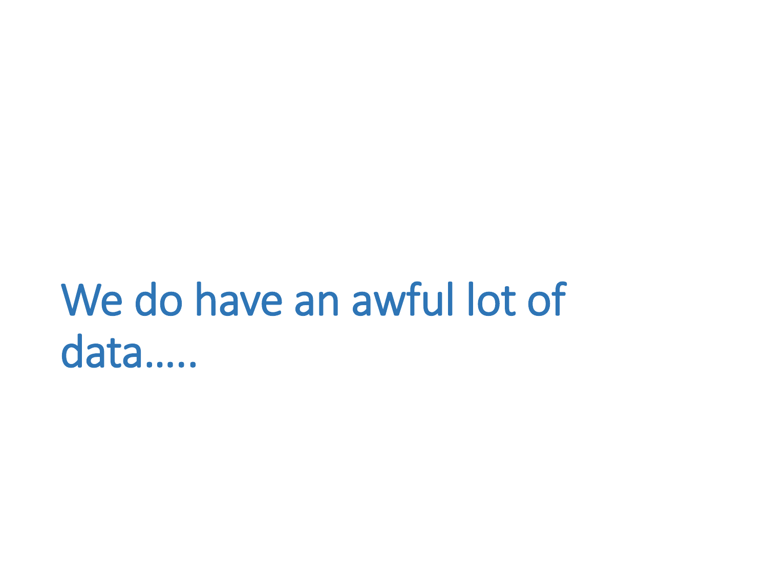# We do have an awful lot of data.....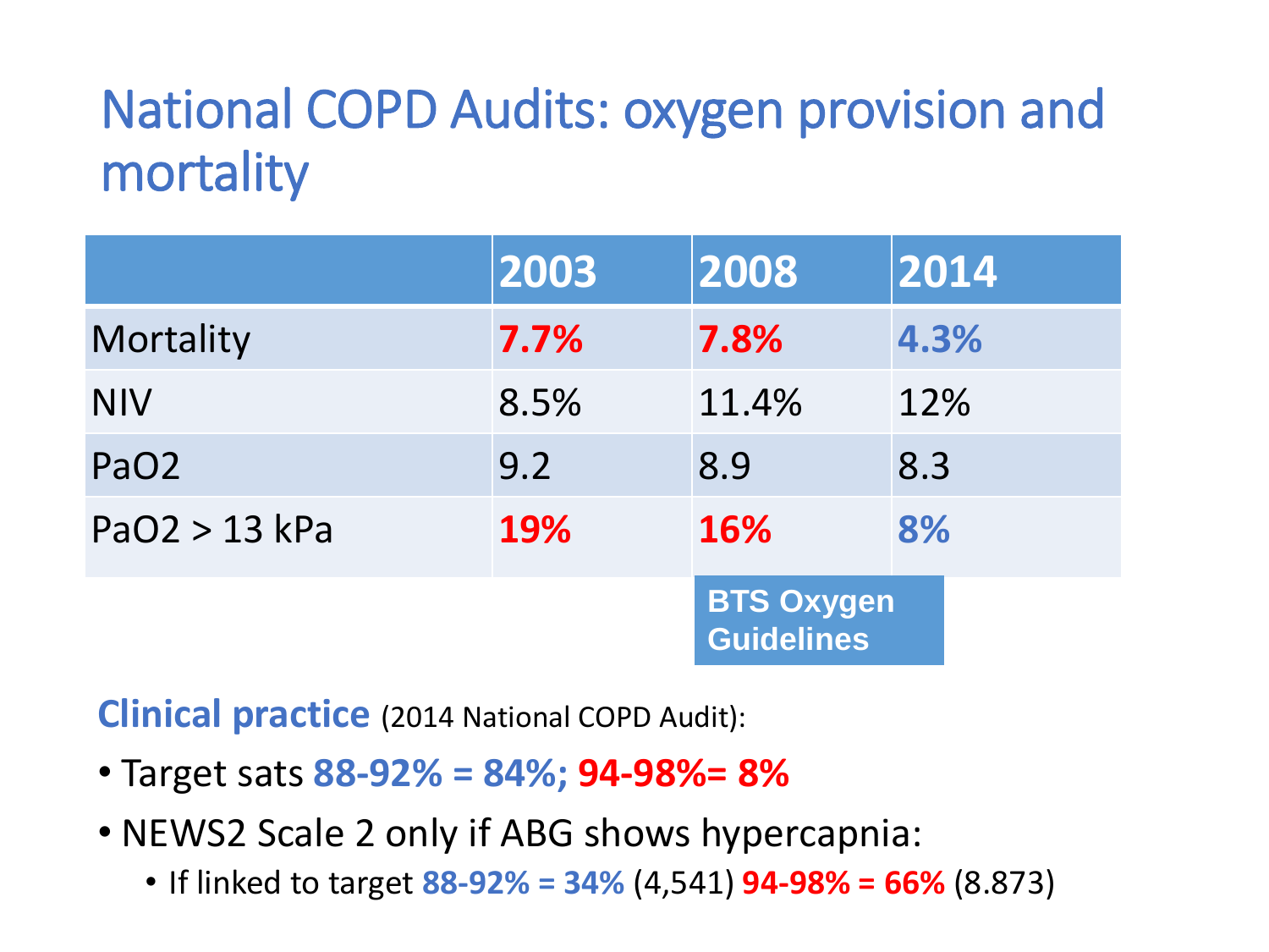# National COPD Audits: oxygen provision and mortality

| | 2003 | 2008 | 2014 |
|---|---|---|---|
| Mortality | **7.7%** | **7.8%** | **4.3%** |
| NIV | 8.5% | 11.4% | 12% |
| PaO2 | 9.2 | 8.9 | 8.3 |
| PaO2 > 13 kPa | **19%** | **16%** | **8%** |

**BTS Oxygen Guidelines**

**Clinical practice** (2014 National COPD Audit):

- Target sats **88-92% = 84%; 94-98%= 8%**
- NEWS2 Scale 2 only if ABG shows hypercapnia:
  - If linked to target **88-92% = 34%** (4,541) **94-98% = 66%** (8.873)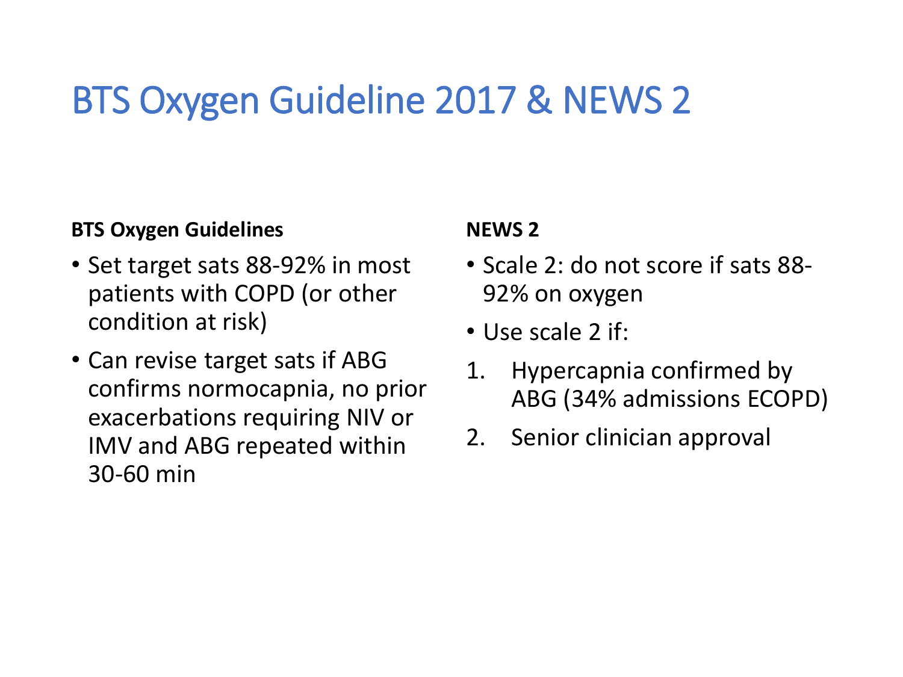# BTS Oxygen Guideline 2017 & NEWS 2

**BTS Oxygen Guidelines**

- Set target sats 88-92% in most patients with COPD (or other condition at risk)
- Can revise target sats if ABG confirms normocapnia, no prior exacerbations requiring NIV or IMV and ABG repeated within 30-60 min

**NEWS 2**

- Scale 2: do not score if sats 88-92% on oxygen
- Use scale 2 if:

1. Hypercapnia confirmed by ABG (34% admissions ECOPD)
2. Senior clinician approval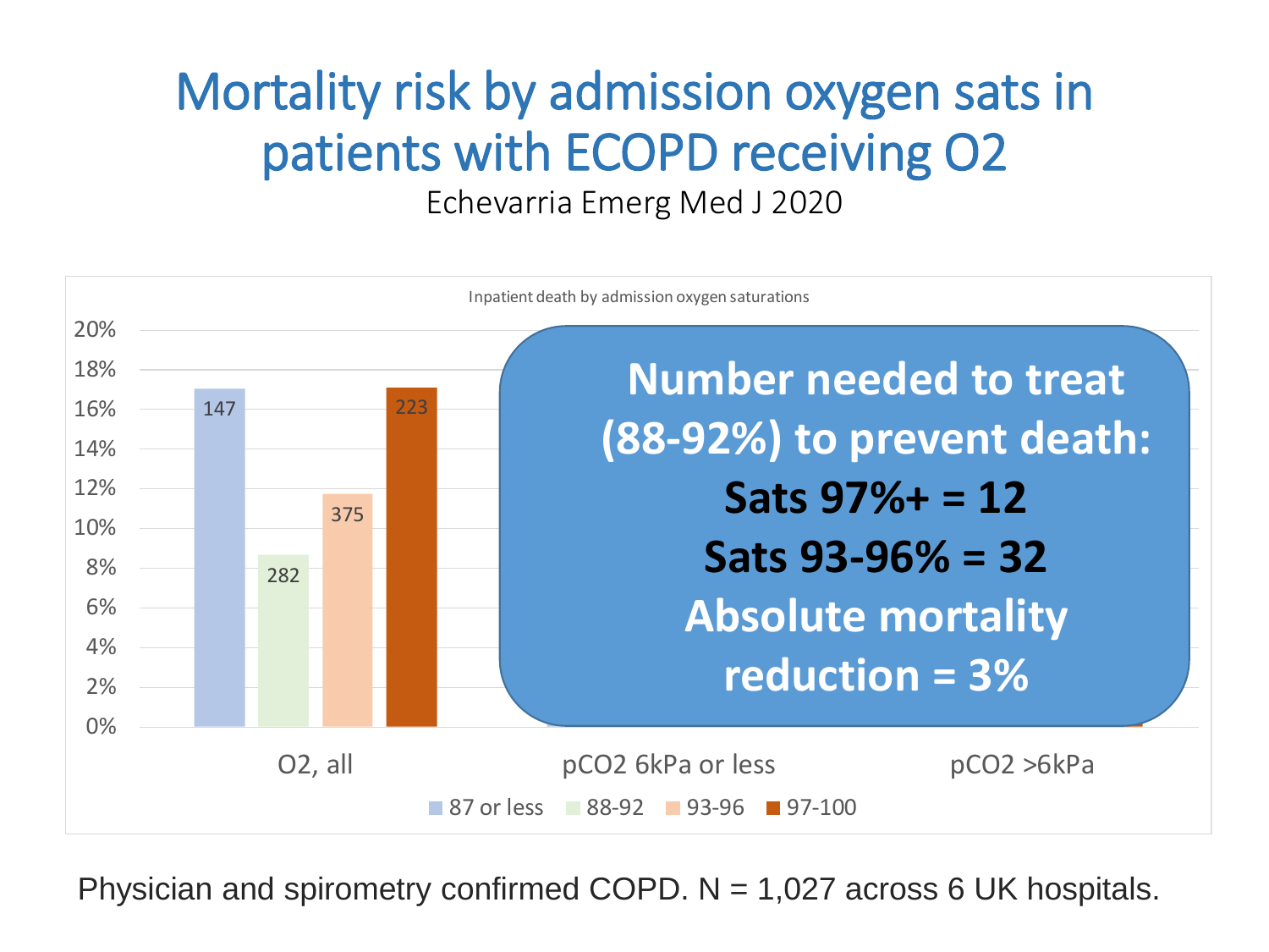# Mortality risk by admission oxygen sats in patients with ECOPD receiving O2

Echevarria Emerg Med J 2020

Inpatient death by admission oxygen saturations

| | 87 or less | 88-92 | 93-96 | 97-100 |
|---|---|---|---|---|
| O2, all | 147 | 282 | 375 | 223 |

pCO2 6kPa or less

pCO2 >6kPa

**Number needed to treat (88-92%) to prevent death:**

**Sats 97%+ = 12**

**Sats 93-96% = 32**

**Absolute mortality reduction = 3%**

Physician and spirometry confirmed COPD. N = 1,027 across 6 UK hospitals.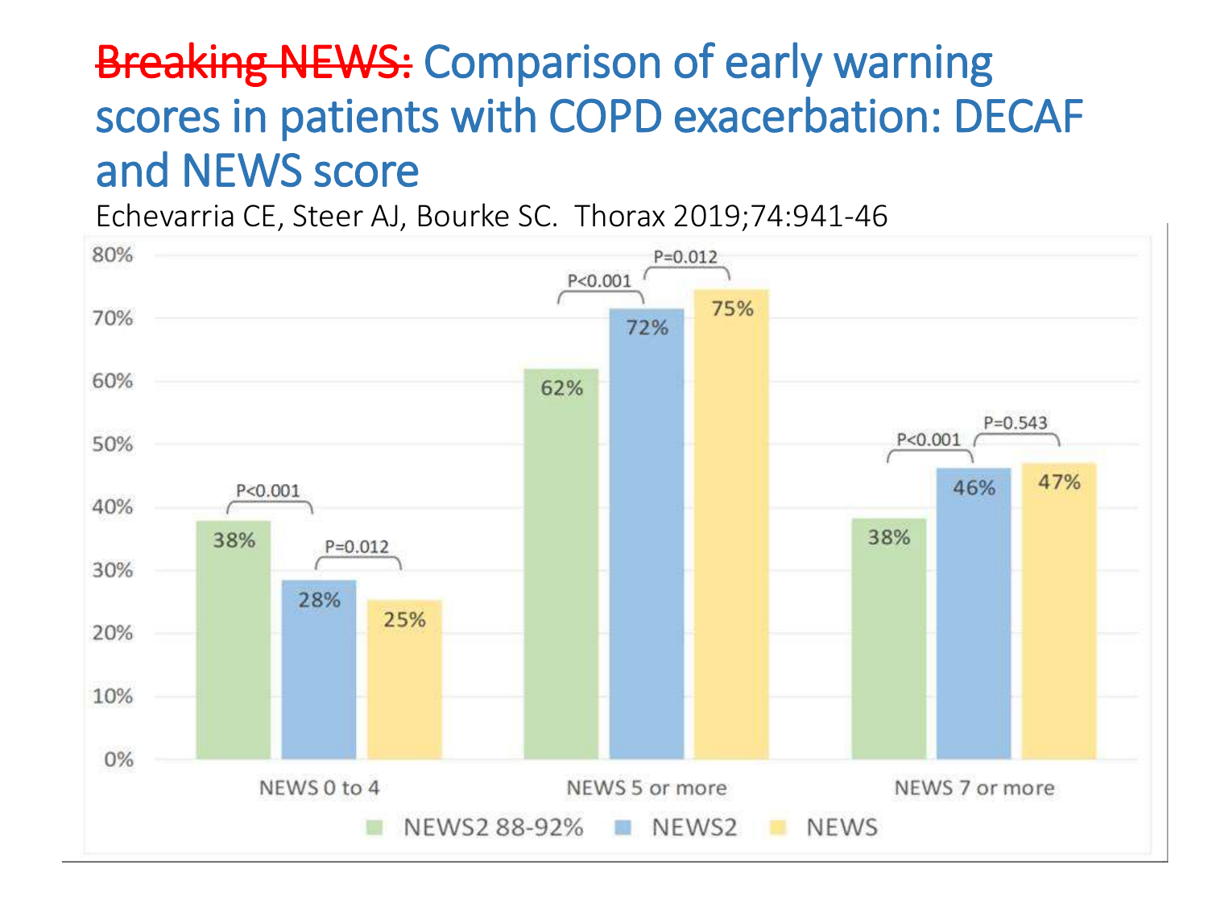# ~~Breaking NEWS:~~ Comparison of early warning scores in patients with COPD exacerbation: DECAF and NEWS score

Echevarria CE, Steer AJ, Bourke SC. Thorax 2019;74:941-46

| | NEWS2 88-92% | NEWS2 | NEWS |
|---|---|---|---|
| NEWS 0 to 4 | 38% | 28% | 25% |
| NEWS 5 or more | 62% | 72% | 75% |
| NEWS 7 or more | 38% | 46% | 47% |

NEWS 0 to 4: NEWS2 88-92% vs NEWS2 P<0.001; NEWS2 vs NEWS P=0.012

NEWS 5 or more: NEWS2 88-92% vs NEWS2 P<0.001; NEWS2 vs NEWS P=0.012

NEWS 7 or more: NEWS2 88-92% vs NEWS2 P<0.001; NEWS2 vs NEWS P=0.543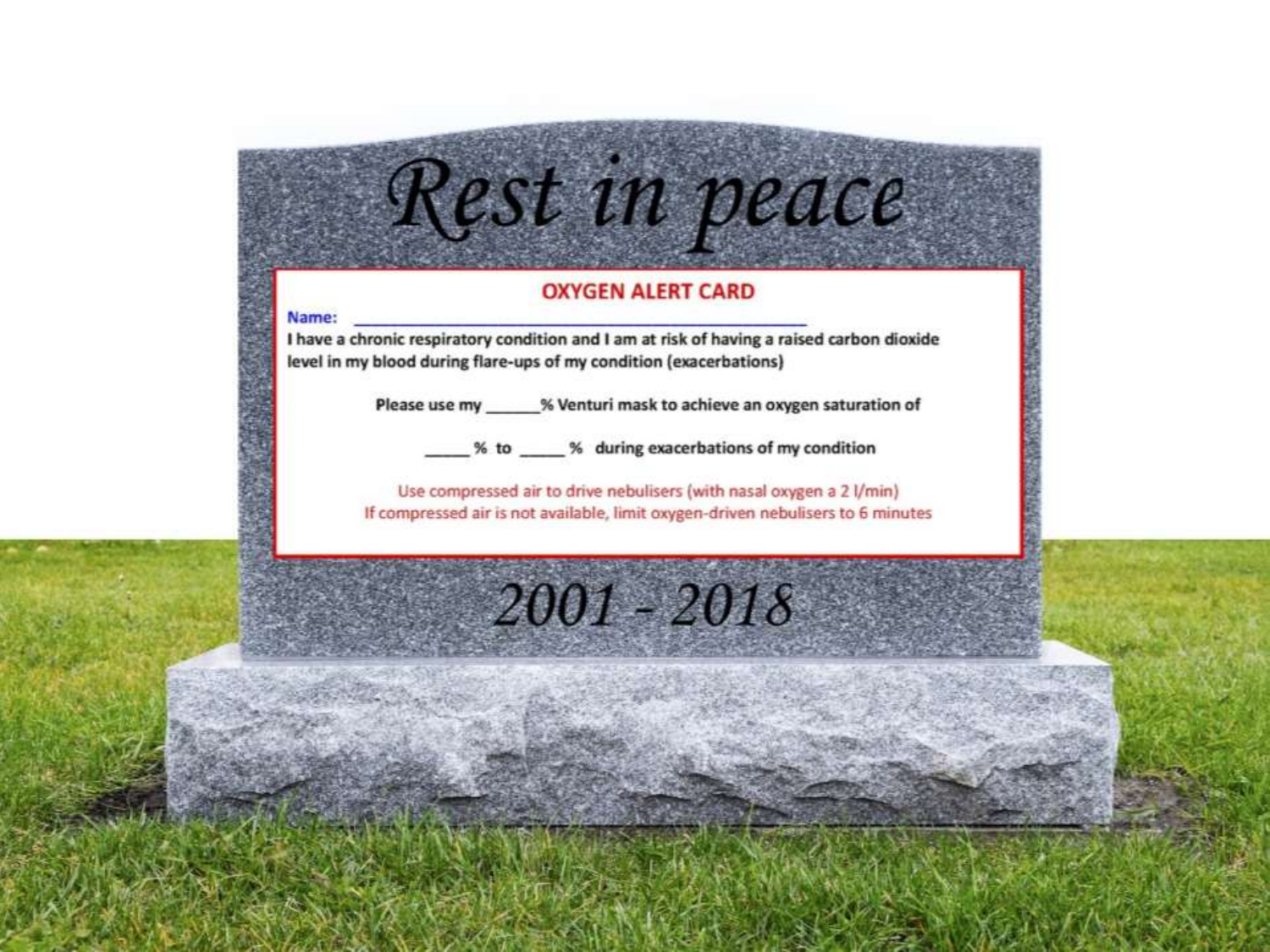# Rest in peace

**OXYGEN ALERT CARD**

**Name:** ____________________________________________

**I have a chronic respiratory condition and I am at risk of having a raised carbon dioxide level in my blood during flare-ups of my condition (exacerbations)**

**Please use my ______% Venturi mask to achieve an oxygen saturation of**

**_____% to _____% during exacerbations of my condition**

Use compressed air to drive nebulisers (with nasal oxygen a 2 l/min)
If compressed air is not available, limit oxygen-driven nebulisers to 6 minutes

*2001 - 2018*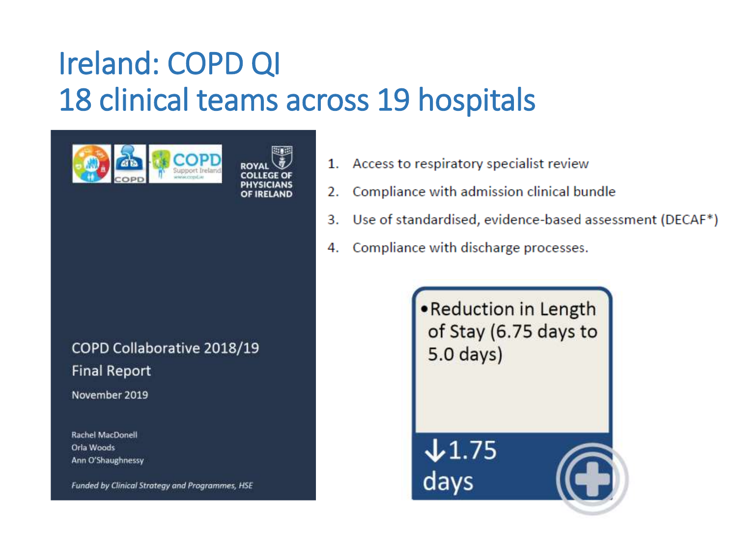# Ireland: COPD QI
# 18 clinical teams across 19 hospitals

ROYAL COLLEGE OF PHYSICIANS OF IRELAND

COPD Support Ireland

COPD Collaborative 2018/19
Final Report

November 2019

Rachel MacDonell
Orla Woods
Ann O'Shaughnessy

*Funded by Clinical Strategy and Programmes, HSE*

1. Access to respiratory specialist review
2. Compliance with admission clinical bundle
3. Use of standardised, evidence-based assessment (DECAF*)
4. Compliance with discharge processes.

- Reduction in Length of Stay (6.75 days to 5.0 days)

↓1.75 days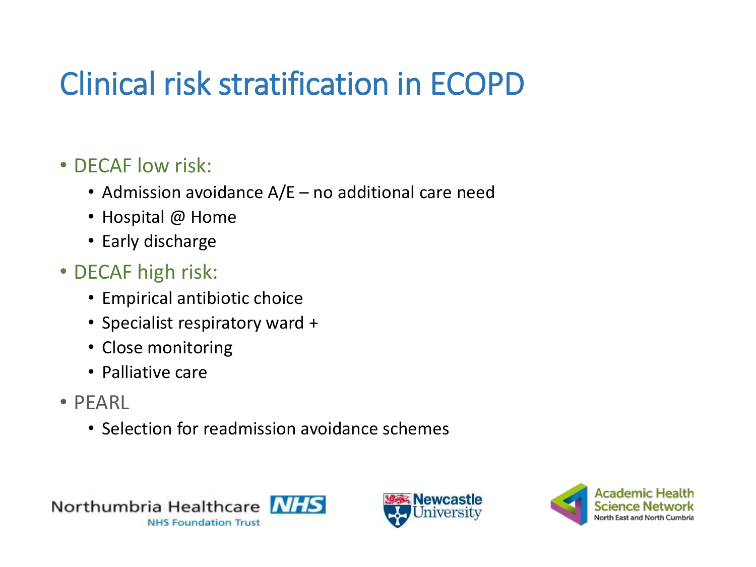# Clinical risk stratification in ECOPD

- DECAF low risk:
  - Admission avoidance A/E – no additional care need
  - Hospital @ Home
  - Early discharge
- DECAF high risk:
  - Empirical antibiotic choice
  - Specialist respiratory ward +
  - Close monitoring
  - Palliative care
- PEARL
  - Selection for readmission avoidance schemes

Northumbria Healthcare NHS Foundation Trust

Newcastle University

Academic Health Science Network North East and North Cumbria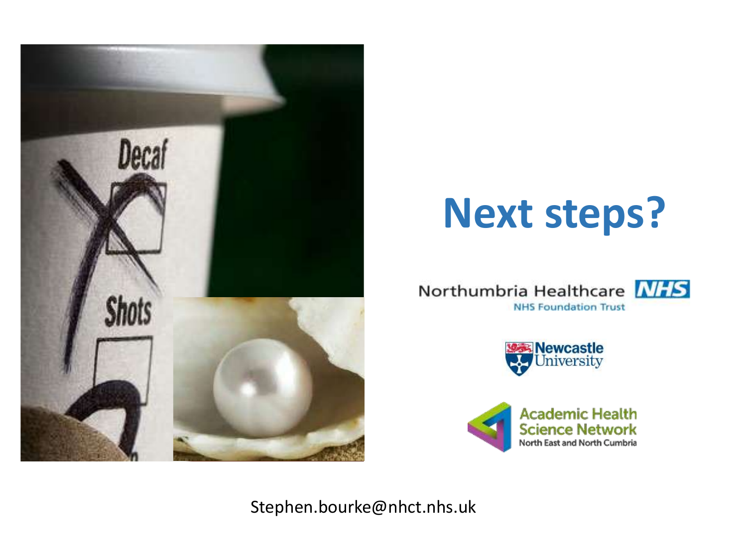# Next steps?

Northumbria Healthcare NHS
NHS Foundation Trust

Newcastle University

Academic Health Science Network
North East and North Cumbria

Stephen.bourke@nhct.nhs.uk